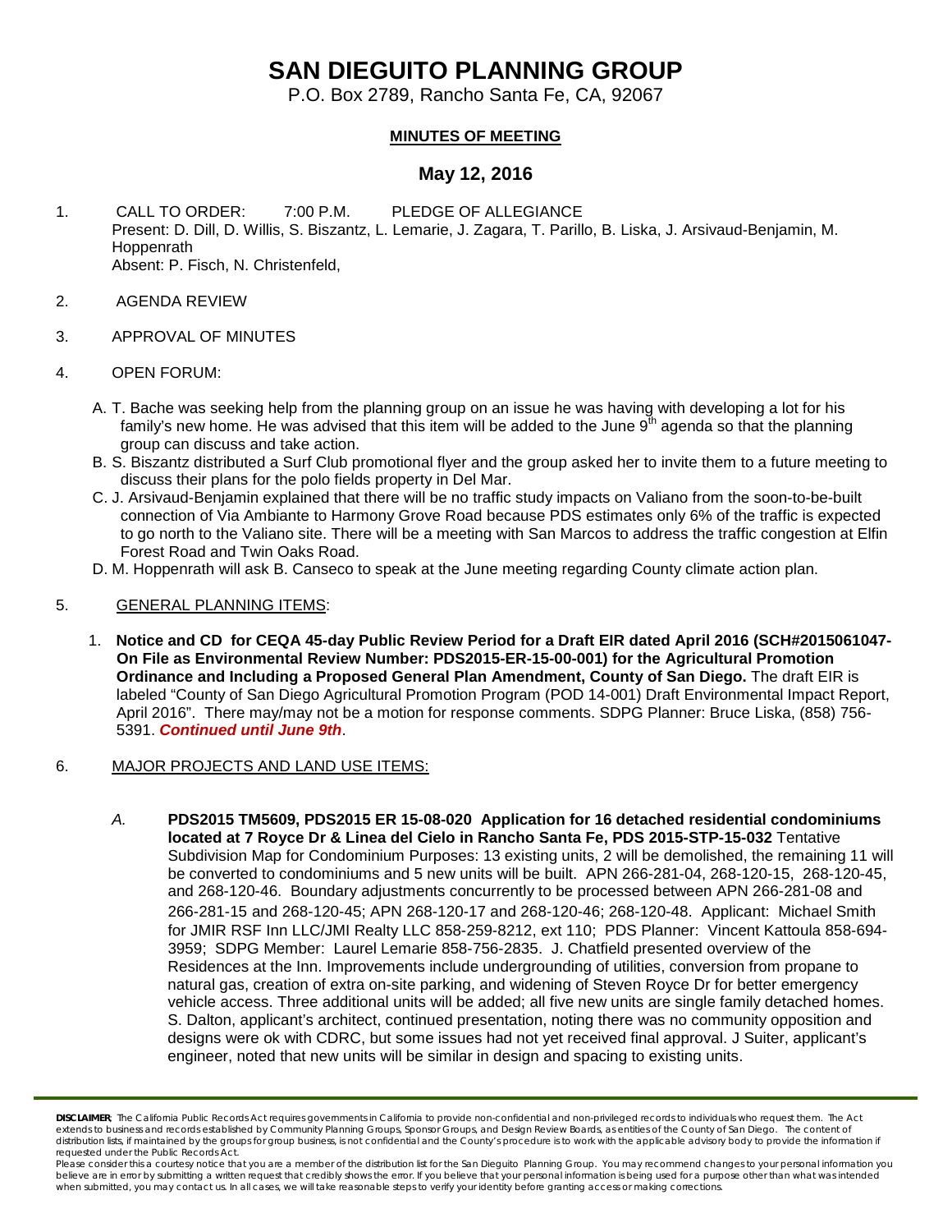# SAN DIEGUITO PLANNING GROUP

P.O. Box 2789, Rancho Santa Fe, CA, 92067

**MINUTES OF MEETING**

## May 12, 2016

1. CALL TO ORDER: 7:00 P.M. PLEDGE OF ALLEGIANCE
   Present: D. Dill, D. Willis, S. Biszantz, L. Lemarie, J. Zagara, T. Parillo, B. Liska, J. Arsivaud-Benjamin, M. Hoppenrath
   Absent: P. Fisch, N. Christenfeld,

2. AGENDA REVIEW

3. APPROVAL OF MINUTES

4. OPEN FORUM:

   A. T. Bache was seeking help from the planning group on an issue he was having with developing a lot for his family's new home. He was advised that this item will be added to the June 9th agenda so that the planning group can discuss and take action.

   B. S. Biszantz distributed a Surf Club promotional flyer and the group asked her to invite them to a future meeting to discuss their plans for the polo fields property in Del Mar.

   C. J. Arsivaud-Benjamin explained that there will be no traffic study impacts on Valiano from the soon-to-be-built connection of Via Ambiante to Harmony Grove Road because PDS estimates only 6% of the traffic is expected to go north to the Valiano site. There will be a meeting with San Marcos to address the traffic congestion at Elfin Forest Road and Twin Oaks Road.

   D. M. Hoppenrath will ask B. Canseco to speak at the June meeting regarding County climate action plan.

5. GENERAL PLANNING ITEMS:

   1. **Notice and CD for CEQA 45-day Public Review Period for a Draft EIR dated April 2016 (SCH#2015061047- On File as Environmental Review Number: PDS2015-ER-15-00-001) for the Agricultural Promotion Ordinance and Including a Proposed General Plan Amendment, County of San Diego.** The draft EIR is labeled "County of San Diego Agricultural Promotion Program (POD 14-001) Draft Environmental Impact Report, April 2016". There may/may not be a motion for response comments. SDPG Planner: Bruce Liska, (858) 756-5391. ***Continued until June 9th***.

6. MAJOR PROJECTS AND LAND USE ITEMS:

   *A.* **PDS2015 TM5609, PDS2015 ER 15-08-020 Application for 16 detached residential condominiums located at 7 Royce Dr & Linea del Cielo in Rancho Santa Fe, PDS 2015-STP-15-032** Tentative Subdivision Map for Condominium Purposes: 13 existing units, 2 will be demolished, the remaining 11 will be converted to condominiums and 5 new units will be built. APN 266-281-04, 268-120-15, 268-120-45, and 268-120-46. Boundary adjustments concurrently to be processed between APN 266-281-08 and 266-281-15 and 268-120-45; APN 268-120-17 and 268-120-46; 268-120-48. Applicant: Michael Smith for JMIR RSF Inn LLC/JMI Realty LLC 858-259-8212, ext 110; PDS Planner: Vincent Kattoula 858-694-3959; SDPG Member: Laurel Lemarie 858-756-2835. J. Chatfield presented overview of the Residences at the Inn. Improvements include undergrounding of utilities, conversion from propane to natural gas, creation of extra on-site parking, and widening of Steven Royce Dr for better emergency vehicle access. Three additional units will be added; all five new units are single family detached homes. S. Dalton, applicant's architect, continued presentation, noting there was no community opposition and designs were ok with CDRC, but some issues had not yet received final approval. J Suiter, applicant's engineer, noted that new units will be similar in design and spacing to existing units.

**DISCLAIMER**; The California Public Records Act requires governments in California to provide non-confidential and non-privileged records to individuals who request them. The Act extends to business and records established by Community Planning Groups, Sponsor Groups, and Design Review Boards, as entities of the County of San Diego. The content of distribution lists, if maintained by the groups for group business, is not confidential and the County's procedure is to work with the applicable advisory body to provide the information if requested under the Public Records Act.
Please consider this a courtesy notice that you are a member of the distribution list for the San Dieguito Planning Group. You may recommend changes to your personal information you believe are in error by submitting a written request that credibly shows the error. If you believe that your personal information is being used for a purpose other than what was intended when submitted, you may contact us. In all cases, we will take reasonable steps to verify your identity before granting access or making corrections.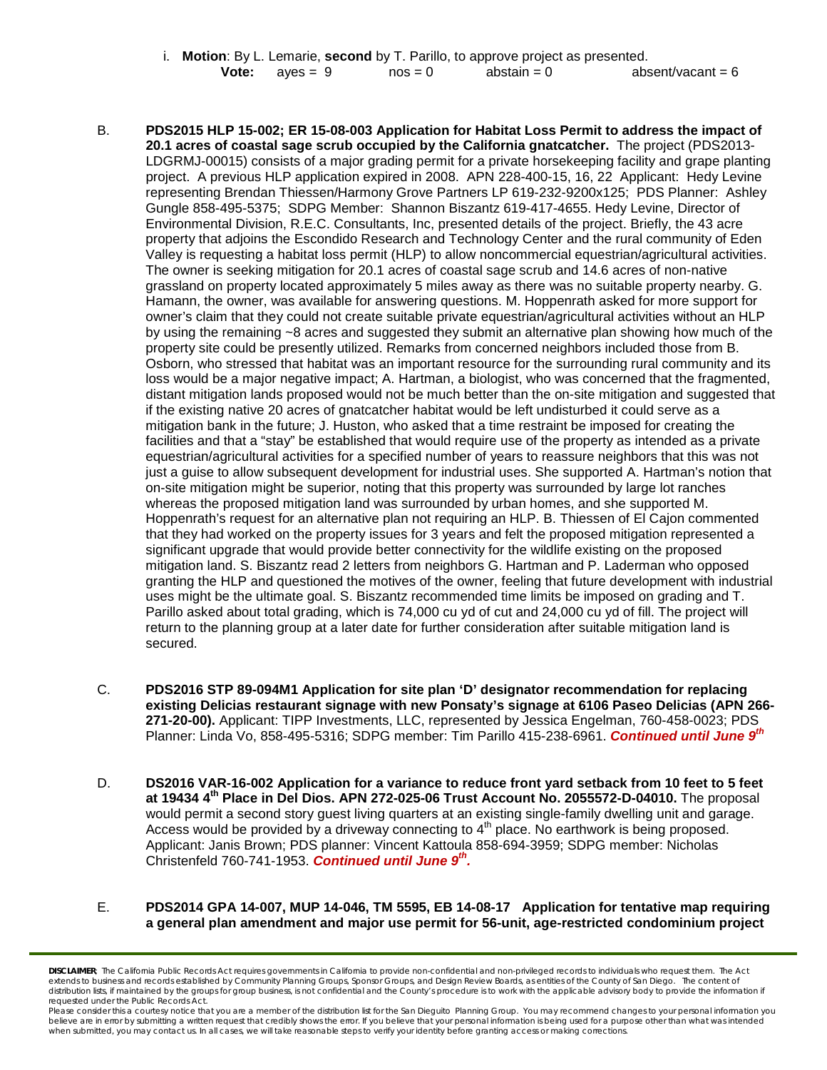i. **Motion**: By L. Lemarie, **second** by T. Parillo, to approve project as presented.
   **Vote:** ayes = 9 nos = 0 abstain = 0 absent/vacant = 6

B. **PDS2015 HLP 15-002; ER 15-08-003 Application for Habitat Loss Permit to address the impact of 20.1 acres of coastal sage scrub occupied by the California gnatcatcher.** The project (PDS2013-LDGRMJ-00015) consists of a major grading permit for a private horsekeeping facility and grape planting project. A previous HLP application expired in 2008. APN 228-400-15, 16, 22 Applicant: Hedy Levine representing Brendan Thiessen/Harmony Grove Partners LP 619-232-9200x125; PDS Planner: Ashley Gungle 858-495-5375; SDPG Member: Shannon Biszantz 619-417-4655. Hedy Levine, Director of Environmental Division, R.E.C. Consultants, Inc, presented details of the project. Briefly, the 43 acre property that adjoins the Escondido Research and Technology Center and the rural community of Eden Valley is requesting a habitat loss permit (HLP) to allow noncommercial equestrian/agricultural activities. The owner is seeking mitigation for 20.1 acres of coastal sage scrub and 14.6 acres of non-native grassland on property located approximately 5 miles away as there was no suitable property nearby. G. Hamann, the owner, was available for answering questions. M. Hoppenrath asked for more support for owner's claim that they could not create suitable private equestrian/agricultural activities without an HLP by using the remaining ~8 acres and suggested they submit an alternative plan showing how much of the property site could be presently utilized. Remarks from concerned neighbors included those from B. Osborn, who stressed that habitat was an important resource for the surrounding rural community and its loss would be a major negative impact; A. Hartman, a biologist, who was concerned that the fragmented, distant mitigation lands proposed would not be much better than the on-site mitigation and suggested that if the existing native 20 acres of gnatcatcher habitat would be left undisturbed it could serve as a mitigation bank in the future; J. Huston, who asked that a time restraint be imposed for creating the facilities and that a "stay" be established that would require use of the property as intended as a private equestrian/agricultural activities for a specified number of years to reassure neighbors that this was not just a guise to allow subsequent development for industrial uses. She supported A. Hartman's notion that on-site mitigation might be superior, noting that this property was surrounded by large lot ranches whereas the proposed mitigation land was surrounded by urban homes, and she supported M. Hoppenrath's request for an alternative plan not requiring an HLP. B. Thiessen of El Cajon commented that they had worked on the property issues for 3 years and felt the proposed mitigation represented a significant upgrade that would provide better connectivity for the wildlife existing on the proposed mitigation land. S. Biszantz read 2 letters from neighbors G. Hartman and P. Laderman who opposed granting the HLP and questioned the motives of the owner, feeling that future development with industrial uses might be the ultimate goal. S. Biszantz recommended time limits be imposed on grading and T. Parillo asked about total grading, which is 74,000 cu yd of cut and 24,000 cu yd of fill. The project will return to the planning group at a later date for further consideration after suitable mitigation land is secured.

C. **PDS2016 STP 89-094M1 Application for site plan 'D' designator recommendation for replacing existing Delicias restaurant signage with new Ponsaty's signage at 6106 Paseo Delicias (APN 266-271-20-00).** Applicant: TIPP Investments, LLC, represented by Jessica Engelman, 760-458-0023; PDS Planner: Linda Vo, 858-495-5316; SDPG member: Tim Parillo 415-238-6961. ***Continued until June 9th***

D. **DS2016 VAR-16-002 Application for a variance to reduce front yard setback from 10 feet to 5 feet at 19434 4th Place in Del Dios. APN 272-025-06 Trust Account No. 2055572-D-04010.** The proposal would permit a second story guest living quarters at an existing single-family dwelling unit and garage. Access would be provided by a driveway connecting to 4th place. No earthwork is being proposed. Applicant: Janis Brown; PDS planner: Vincent Kattoula 858-694-3959; SDPG member: Nicholas Christenfeld 760-741-1953. ***Continued until June 9th.***

E. **PDS2014 GPA 14-007, MUP 14-046, TM 5595, EB 14-08-17 Application for tentative map requiring a general plan amendment and major use permit for 56-unit, age-restricted condominium project**

**DISCLAIMER**: The California Public Records Act requires governments in California to provide non-confidential and non-privileged records to individuals who request them. The Act extends to business and records established by Community Planning Groups, Sponsor Groups, and Design Review Boards, as entities of the County of San Diego. The content of distribution lists, if maintained by the groups for group business, is not confidential and the County's procedure is to work with the applicable advisory body to provide the information if requested under the Public Records Act.
Please consider this a courtesy notice that you are a member of the distribution list for the San Dieguito Planning Group. You may recommend changes to your personal information you believe are in error by submitting a written request that credibly shows the error. If you believe that your personal information is being used for a purpose other than what was intended when submitted, you may contact us. In all cases, we will take reasonable steps to verify your identity before granting access or making corrections.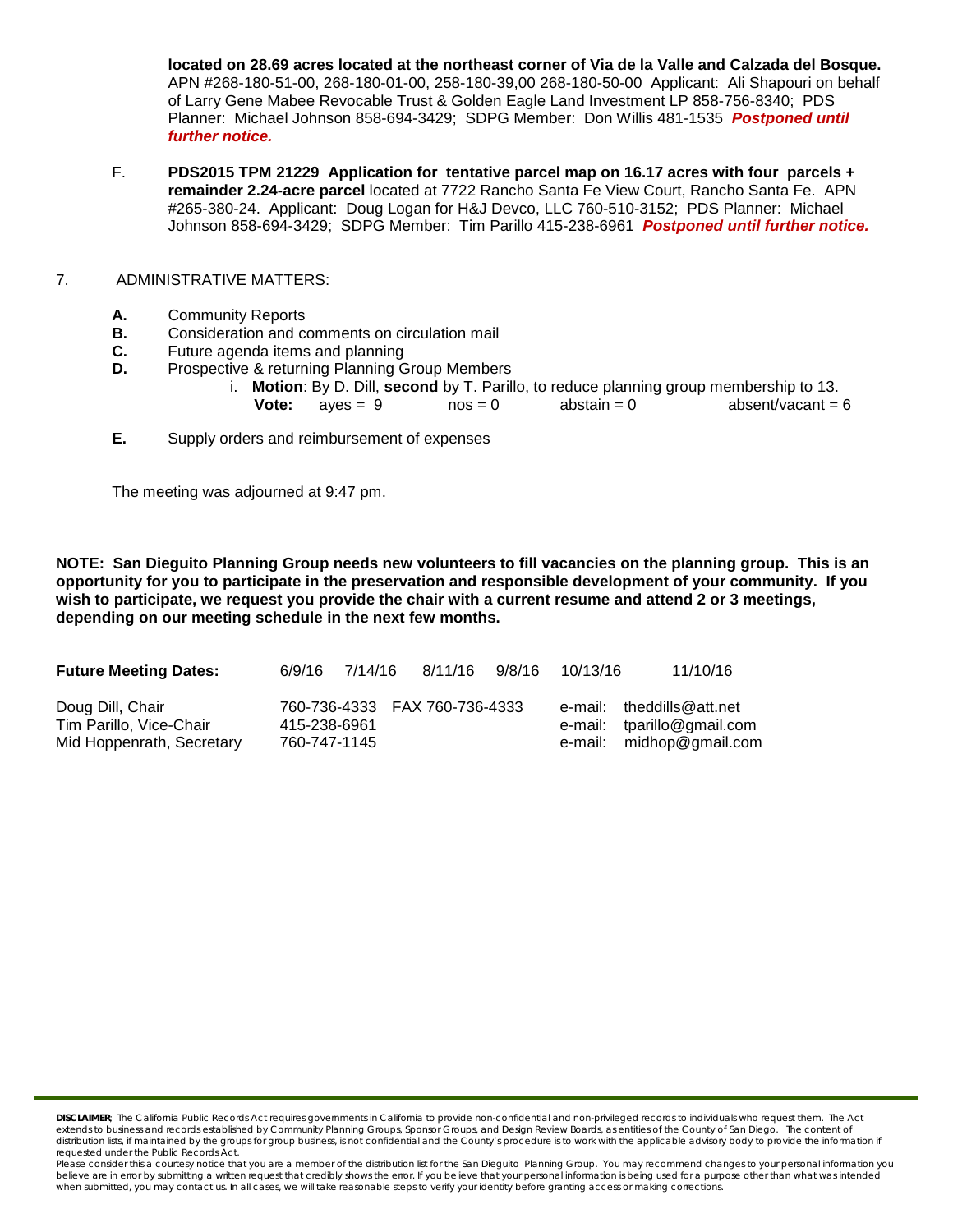**located on 28.69 acres located at the northeast corner of Via de la Valle and Calzada del Bosque.** APN #268-180-51-00, 268-180-01-00, 258-180-39,00 268-180-50-00 Applicant: Ali Shapouri on behalf of Larry Gene Mabee Revocable Trust & Golden Eagle Land Investment LP 858-756-8340; PDS Planner: Michael Johnson 858-694-3429; SDPG Member: Don Willis 481-1535 ***Postponed until further notice.***

F. **PDS2015 TPM 21229 Application for tentative parcel map on 16.17 acres with four parcels + remainder 2.24-acre parcel** located at 7722 Rancho Santa Fe View Court, Rancho Santa Fe. APN #265-380-24. Applicant: Doug Logan for H&J Devco, LLC 760-510-3152; PDS Planner: Michael Johnson 858-694-3429; SDPG Member: Tim Parillo 415-238-6961 ***Postponed until further notice.***

7. ADMINISTRATIVE MATTERS:

**A.** Community Reports
**B.** Consideration and comments on circulation mail
**C.** Future agenda items and planning
**D.** Prospective & returning Planning Group Members

i. **Motion**: By D. Dill, **second** by T. Parillo, to reduce planning group membership to 13.
**Vote:** ayes = 9 nos = 0 abstain = 0 absent/vacant = 6

**E.** Supply orders and reimbursement of expenses

The meeting was adjourned at 9:47 pm.

**NOTE: San Dieguito Planning Group needs new volunteers to fill vacancies on the planning group. This is an opportunity for you to participate in the preservation and responsible development of your community. If you wish to participate, we request you provide the chair with a current resume and attend 2 or 3 meetings, depending on our meeting schedule in the next few months.**

**Future Meeting Dates:** 6/9/16 7/14/16 8/11/16 9/8/16 10/13/16 11/10/16

| | | | |
|---|---|---|---|
| Doug Dill, Chair | 760-736-4333 | FAX 760-736-4333 | e-mail: theddills@att.net |
| Tim Parillo, Vice-Chair | 415-238-6961 | | e-mail: tparillo@gmail.com |
| Mid Hoppenrath, Secretary | 760-747-1145 | | e-mail: midhop@gmail.com |

**DISCLAIMER**; The California Public Records Act requires governments in California to provide non-confidential and non-privileged records to individuals who request them. The Act extends to business and records established by Community Planning Groups, Sponsor Groups, and Design Review Boards, as entities of the County of San Diego. The content of distribution lists, if maintained by the groups for group business, is not confidential and the County's procedure is to work with the applicable advisory body to provide the information if requested under the Public Records Act.
Please consider this a courtesy notice that you are a member of the distribution list for the San Dieguito Planning Group. You may recommend changes to your personal information you believe are in error by submitting a written request that credibly shows the error. If you believe that your personal information is being used for a purpose other than what was intended when submitted, you may contact us. In all cases, we will take reasonable steps to verify your identity before granting access or making corrections.